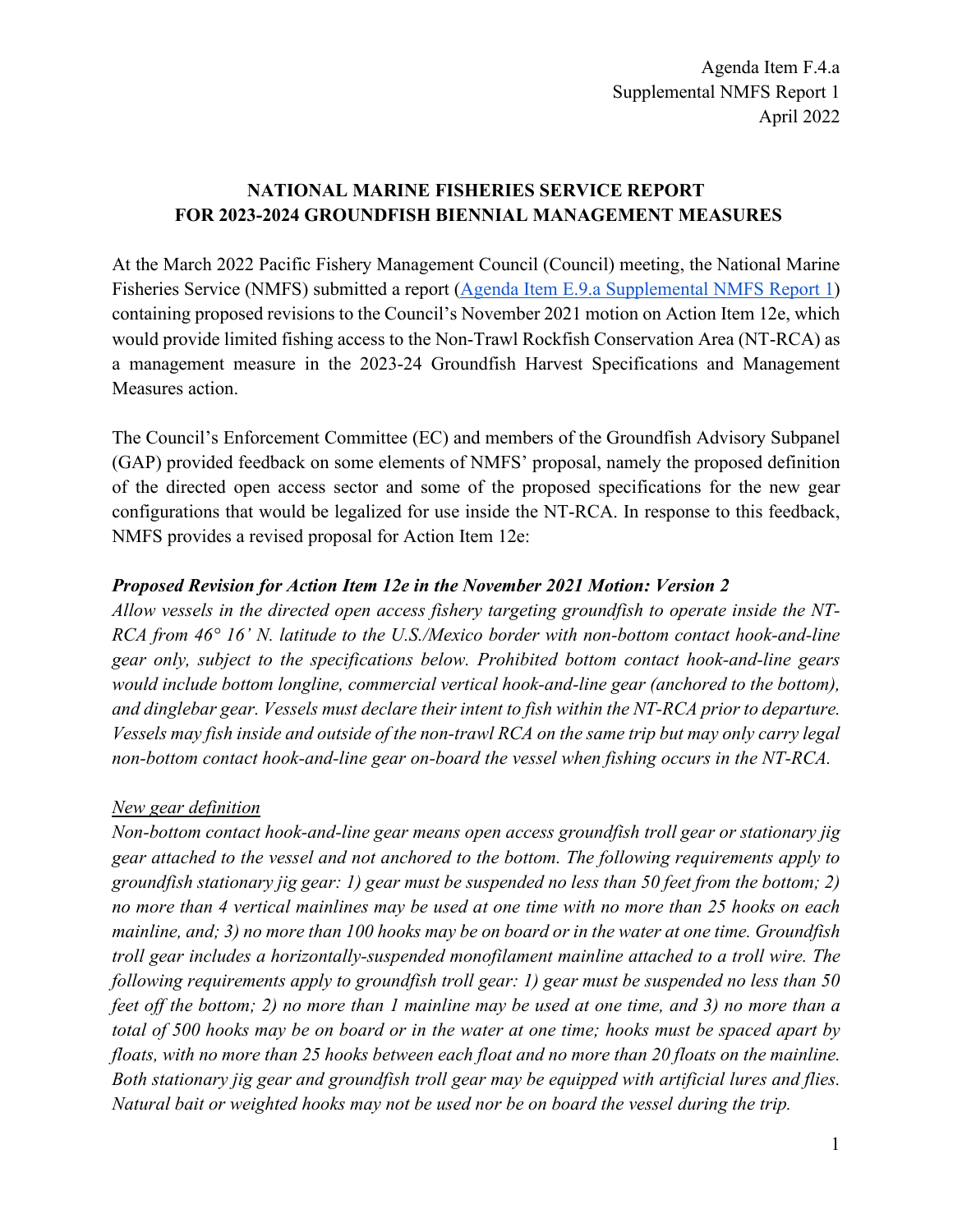Agenda Item F.4.a
Supplemental NMFS Report 1
April 2022

# NATIONAL MARINE FISHERIES SERVICE REPORT FOR 2023-2024 GROUNDFISH BIENNIAL MANAGEMENT MEASURES

At the March 2022 Pacific Fishery Management Council (Council) meeting, the National Marine Fisheries Service (NMFS) submitted a report (Agenda Item E.9.a Supplemental NMFS Report 1) containing proposed revisions to the Council's November 2021 motion on Action Item 12e, which would provide limited fishing access to the Non-Trawl Rockfish Conservation Area (NT-RCA) as a management measure in the 2023-24 Groundfish Harvest Specifications and Management Measures action.

The Council's Enforcement Committee (EC) and members of the Groundfish Advisory Subpanel (GAP) provided feedback on some elements of NMFS' proposal, namely the proposed definition of the directed open access sector and some of the proposed specifications for the new gear configurations that would be legalized for use inside the NT-RCA. In response to this feedback, NMFS provides a revised proposal for Action Item 12e:

***Proposed Revision for Action Item 12e in the November 2021 Motion: Version 2***

*Allow vessels in the directed open access fishery targeting groundfish to operate inside the NT-RCA from 46° 16' N. latitude to the U.S./Mexico border with non-bottom contact hook-and-line gear only, subject to the specifications below. Prohibited bottom contact hook-and-line gears would include bottom longline, commercial vertical hook-and-line gear (anchored to the bottom), and dinglebar gear. Vessels must declare their intent to fish within the NT-RCA prior to departure. Vessels may fish inside and outside of the non-trawl RCA on the same trip but may only carry legal non-bottom contact hook-and-line gear on-board the vessel when fishing occurs in the NT-RCA.*

*<u>New gear definition</u>*

*Non-bottom contact hook-and-line gear means open access groundfish troll gear or stationary jig gear attached to the vessel and not anchored to the bottom. The following requirements apply to groundfish stationary jig gear: 1) gear must be suspended no less than 50 feet from the bottom; 2) no more than 4 vertical mainlines may be used at one time with no more than 25 hooks on each mainline, and; 3) no more than 100 hooks may be on board or in the water at one time. Groundfish troll gear includes a horizontally-suspended monofilament mainline attached to a troll wire. The following requirements apply to groundfish troll gear: 1) gear must be suspended no less than 50 feet off the bottom; 2) no more than 1 mainline may be used at one time, and 3) no more than a total of 500 hooks may be on board or in the water at one time; hooks must be spaced apart by floats, with no more than 25 hooks between each float and no more than 20 floats on the mainline. Both stationary jig gear and groundfish troll gear may be equipped with artificial lures and flies. Natural bait or weighted hooks may not be used nor be on board the vessel during the trip.*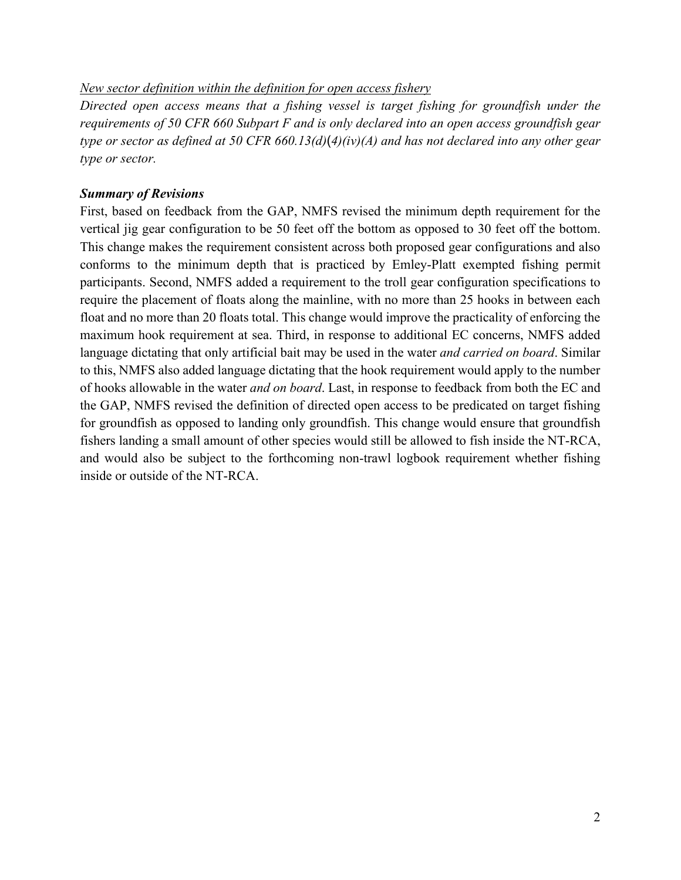_New sector definition within the definition for open access fishery_

*Directed open access means that a fishing vessel is target fishing for groundfish under the requirements of 50 CFR 660 Subpart F and is only declared into an open access groundfish gear type or sector as defined at 50 CFR 660.13(d)(4)(iv)(A) and has not declared into any other gear type or sector.*

***Summary of Revisions***

First, based on feedback from the GAP, NMFS revised the minimum depth requirement for the vertical jig gear configuration to be 50 feet off the bottom as opposed to 30 feet off the bottom. This change makes the requirement consistent across both proposed gear configurations and also conforms to the minimum depth that is practiced by Emley-Platt exempted fishing permit participants. Second, NMFS added a requirement to the troll gear configuration specifications to require the placement of floats along the mainline, with no more than 25 hooks in between each float and no more than 20 floats total. This change would improve the practicality of enforcing the maximum hook requirement at sea. Third, in response to additional EC concerns, NMFS added language dictating that only artificial bait may be used in the water *and carried on board*. Similar to this, NMFS also added language dictating that the hook requirement would apply to the number of hooks allowable in the water *and on board*. Last, in response to feedback from both the EC and the GAP, NMFS revised the definition of directed open access to be predicated on target fishing for groundfish as opposed to landing only groundfish. This change would ensure that groundfish fishers landing a small amount of other species would still be allowed to fish inside the NT-RCA, and would also be subject to the forthcoming non-trawl logbook requirement whether fishing inside or outside of the NT-RCA.